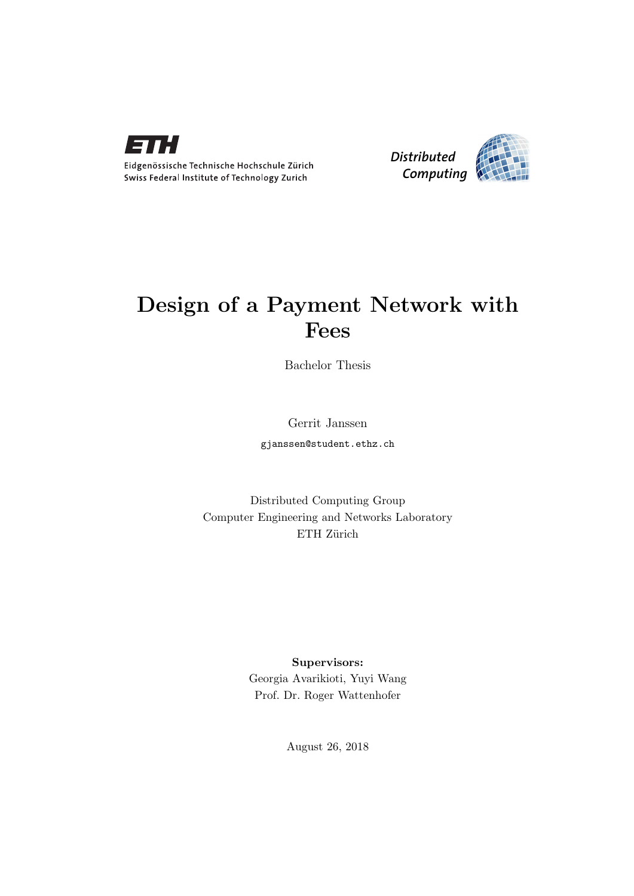ETH

Eidgenössische Technische Hochschule Zürich
Swiss Federal Institute of Technology Zurich

Distributed Computing

# Design of a Payment Network with Fees

Bachelor Thesis

Gerrit Janssen

gjanssen@student.ethz.ch

Distributed Computing Group
Computer Engineering and Networks Laboratory
ETH Zürich

**Supervisors:**
Georgia Avarikioti, Yuyi Wang
Prof. Dr. Roger Wattenhofer

August 26, 2018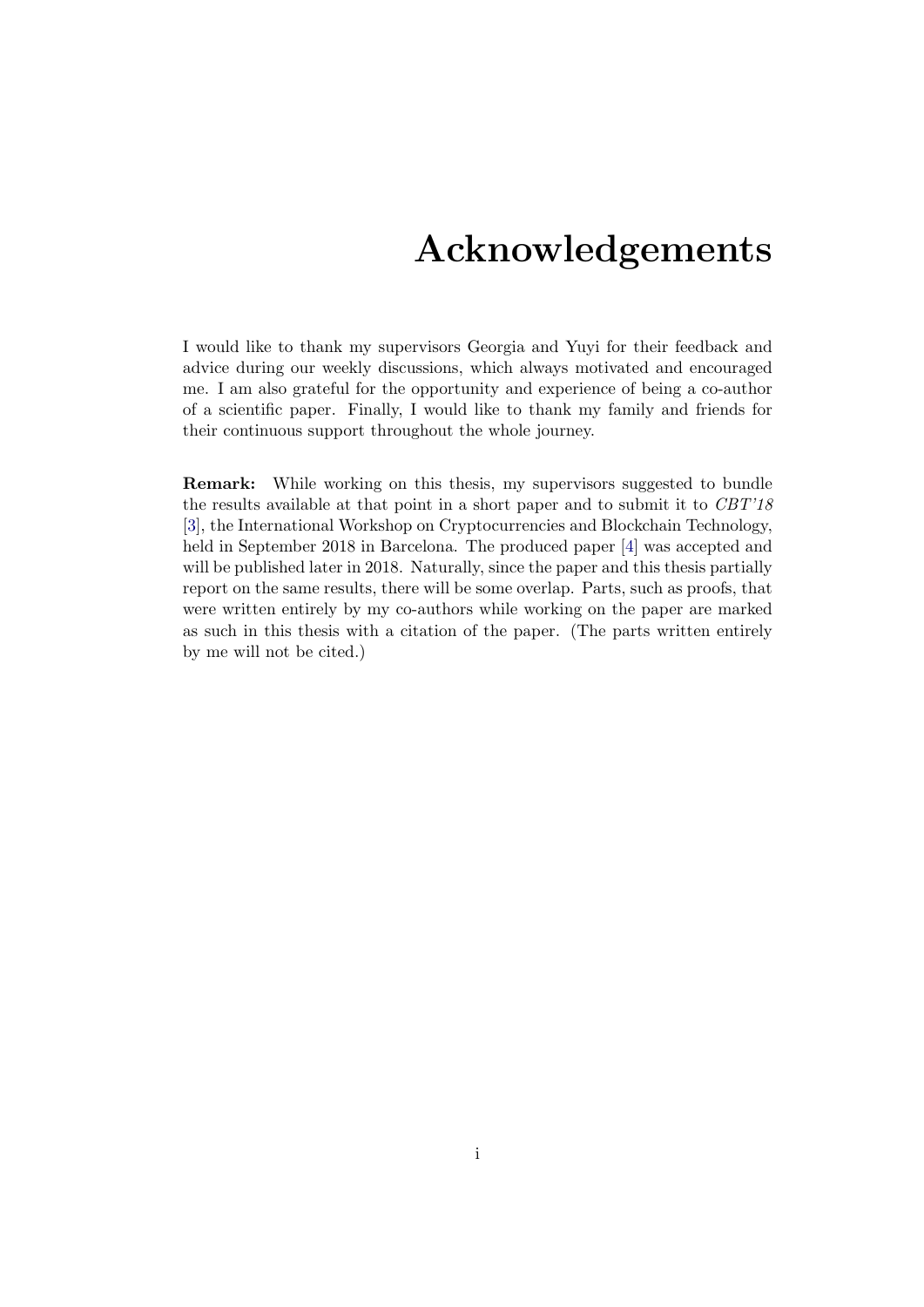# Acknowledgements

I would like to thank my supervisors Georgia and Yuyi for their feedback and advice during our weekly discussions, which always motivated and encouraged me. I am also grateful for the opportunity and experience of being a co-author of a scientific paper. Finally, I would like to thank my family and friends for their continuous support throughout the whole journey.

**Remark:** While working on this thesis, my supervisors suggested to bundle the results available at that point in a short paper and to submit it to *CBT'18* [3], the International Workshop on Cryptocurrencies and Blockchain Technology, held in September 2018 in Barcelona. The produced paper [4] was accepted and will be published later in 2018. Naturally, since the paper and this thesis partially report on the same results, there will be some overlap. Parts, such as proofs, that were written entirely by my co-authors while working on the paper are marked as such in this thesis with a citation of the paper. (The parts written entirely by me will not be cited.)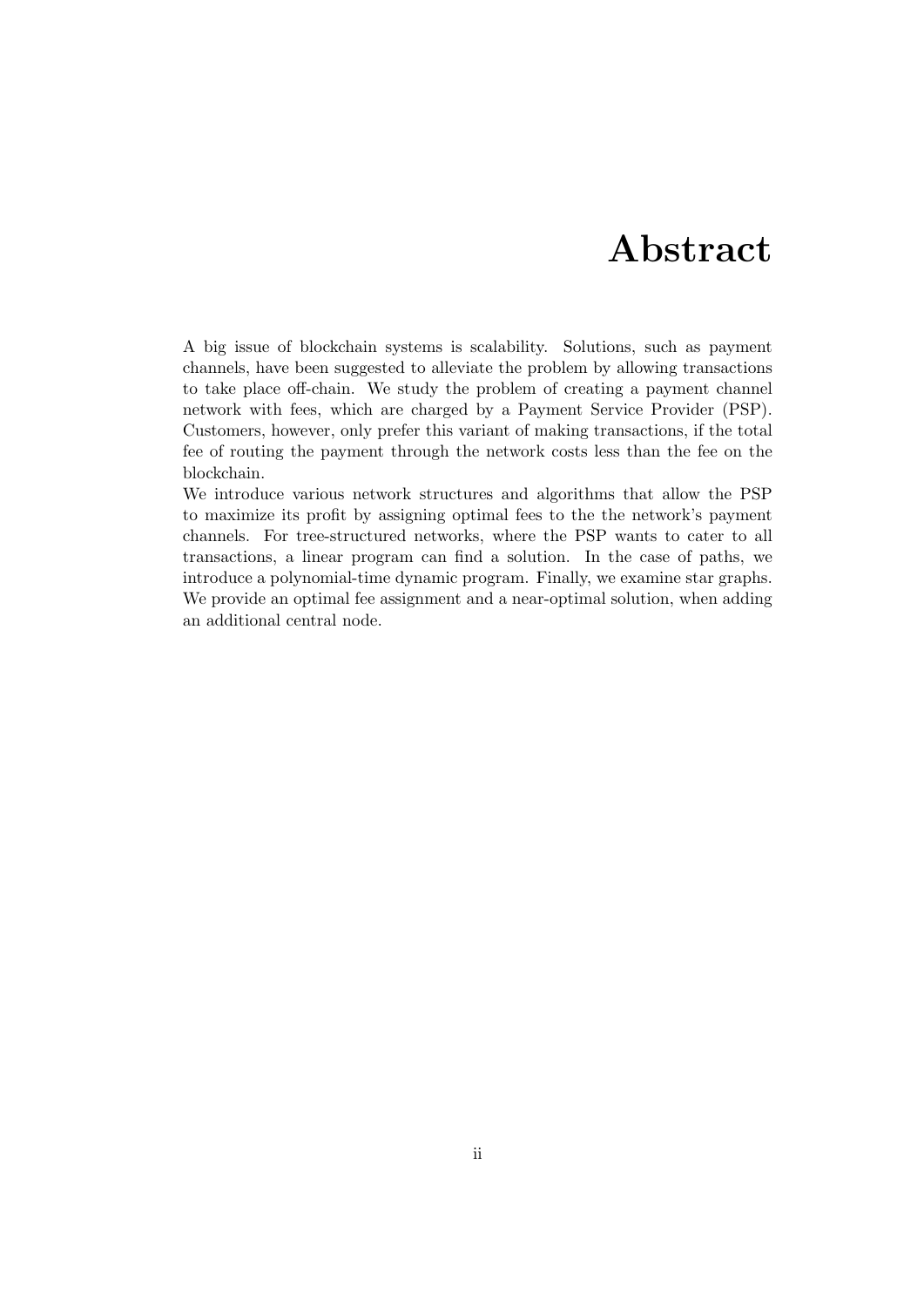# Abstract

A big issue of blockchain systems is scalability. Solutions, such as payment channels, have been suggested to alleviate the problem by allowing transactions to take place off-chain. We study the problem of creating a payment channel network with fees, which are charged by a Payment Service Provider (PSP). Customers, however, only prefer this variant of making transactions, if the total fee of routing the payment through the network costs less than the fee on the blockchain.

We introduce various network structures and algorithms that allow the PSP to maximize its profit by assigning optimal fees to the the network's payment channels. For tree-structured networks, where the PSP wants to cater to all transactions, a linear program can find a solution. In the case of paths, we introduce a polynomial-time dynamic program. Finally, we examine star graphs. We provide an optimal fee assignment and a near-optimal solution, when adding an additional central node.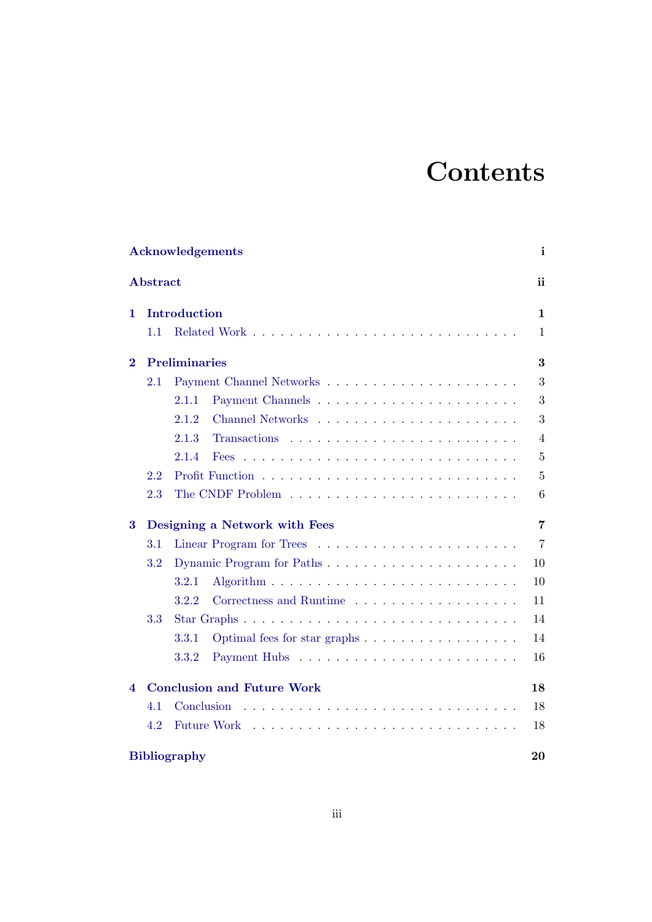# Contents

**Acknowledgements** — i

**Abstract** — ii

**1 Introduction** — 1
- 1.1 Related Work — 1

**2 Preliminaries** — 3
- 2.1 Payment Channel Networks — 3
  - 2.1.1 Payment Channels — 3
  - 2.1.2 Channel Networks — 3
  - 2.1.3 Transactions — 4
  - 2.1.4 Fees — 5
- 2.2 Profit Function — 5
- 2.3 The CNDF Problem — 6

**3 Designing a Network with Fees** — 7
- 3.1 Linear Program for Trees — 7
- 3.2 Dynamic Program for Paths — 10
  - 3.2.1 Algorithm — 10
  - 3.2.2 Correctness and Runtime — 11
- 3.3 Star Graphs — 14
  - 3.3.1 Optimal fees for star graphs — 14
  - 3.3.2 Payment Hubs — 16

**4 Conclusion and Future Work** — 18
- 4.1 Conclusion — 18
- 4.2 Future Work — 18

**Bibliography** — 20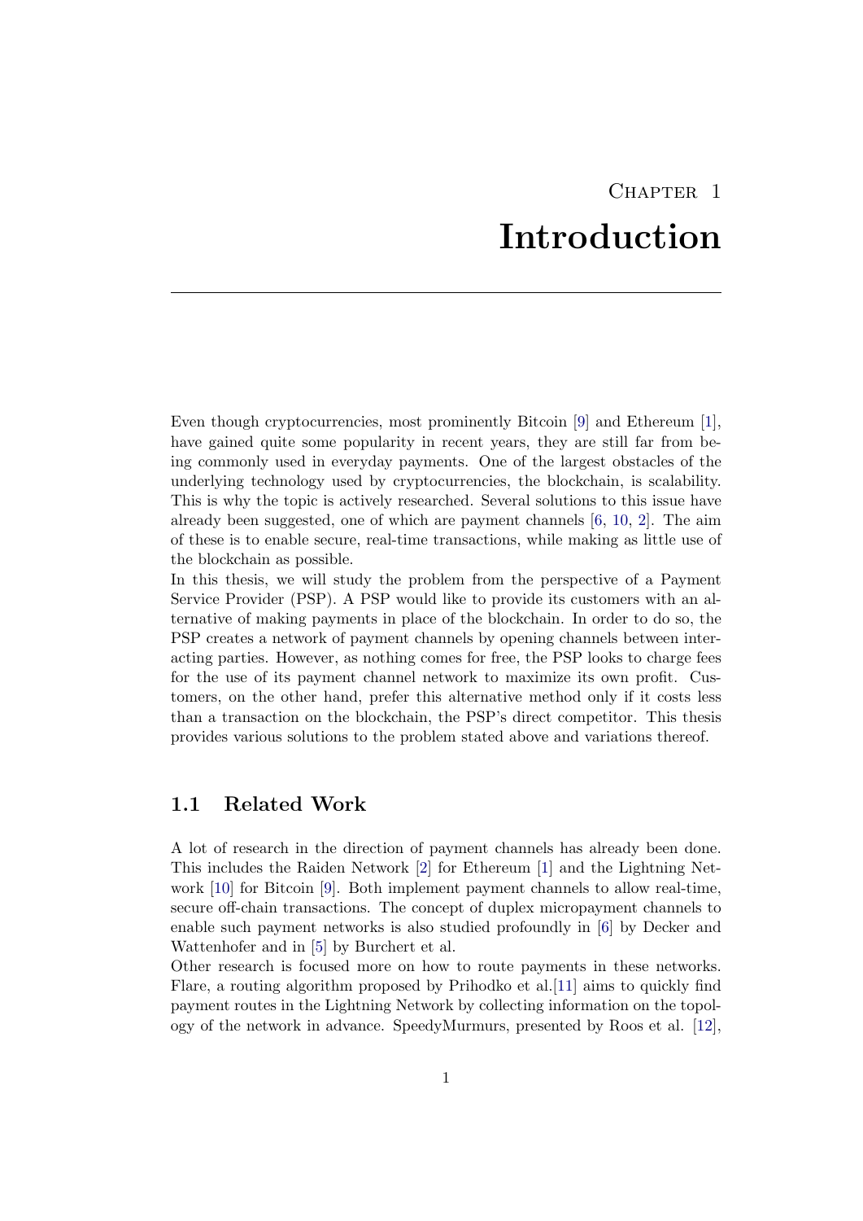# Chapter 1

# Introduction

Even though cryptocurrencies, most prominently Bitcoin [9] and Ethereum [1], have gained quite some popularity in recent years, they are still far from being commonly used in everyday payments. One of the largest obstacles of the underlying technology used by cryptocurrencies, the blockchain, is scalability. This is why the topic is actively researched. Several solutions to this issue have already been suggested, one of which are payment channels [6, 10, 2]. The aim of these is to enable secure, real-time transactions, while making as little use of the blockchain as possible.

In this thesis, we will study the problem from the perspective of a Payment Service Provider (PSP). A PSP would like to provide its customers with an alternative of making payments in place of the blockchain. In order to do so, the PSP creates a network of payment channels by opening channels between interacting parties. However, as nothing comes for free, the PSP looks to charge fees for the use of its payment channel network to maximize its own profit. Customers, on the other hand, prefer this alternative method only if it costs less than a transaction on the blockchain, the PSP's direct competitor. This thesis provides various solutions to the problem stated above and variations thereof.

## 1.1 Related Work

A lot of research in the direction of payment channels has already been done. This includes the Raiden Network [2] for Ethereum [1] and the Lightning Network [10] for Bitcoin [9]. Both implement payment channels to allow real-time, secure off-chain transactions. The concept of duplex micropayment channels to enable such payment networks is also studied profoundly in [6] by Decker and Wattenhofer and in [5] by Burchert et al.

Other research is focused more on how to route payments in these networks. Flare, a routing algorithm proposed by Prihodko et al.[11] aims to quickly find payment routes in the Lightning Network by collecting information on the topology of the network in advance. SpeedyMurmurs, presented by Roos et al. [12],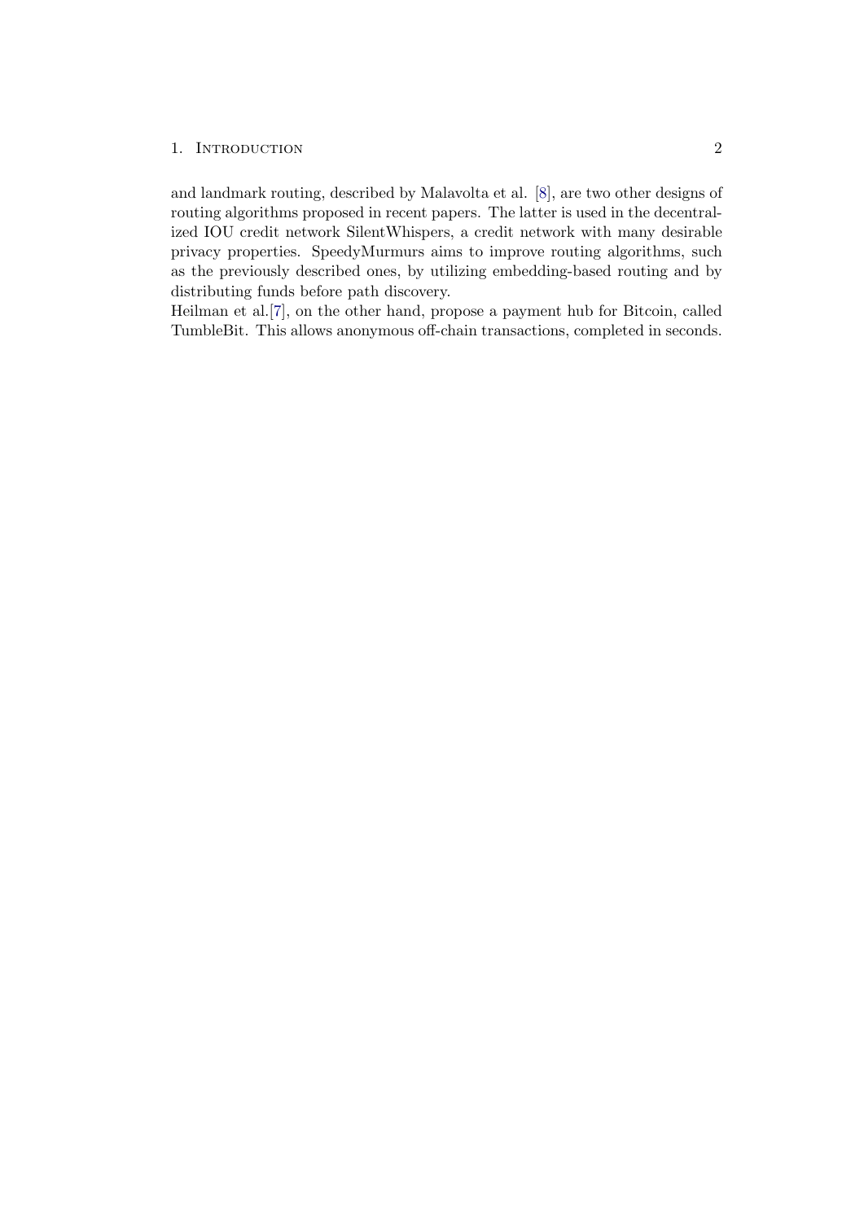and landmark routing, described by Malavolta et al. [8], are two other designs of routing algorithms proposed in recent papers. The latter is used in the decentralized IOU credit network SilentWhispers, a credit network with many desirable privacy properties. SpeedyMurmurs aims to improve routing algorithms, such as the previously described ones, by utilizing embedding-based routing and by distributing funds before path discovery.
Heilman et al.[7], on the other hand, propose a payment hub for Bitcoin, called TumbleBit. This allows anonymous off-chain transactions, completed in seconds.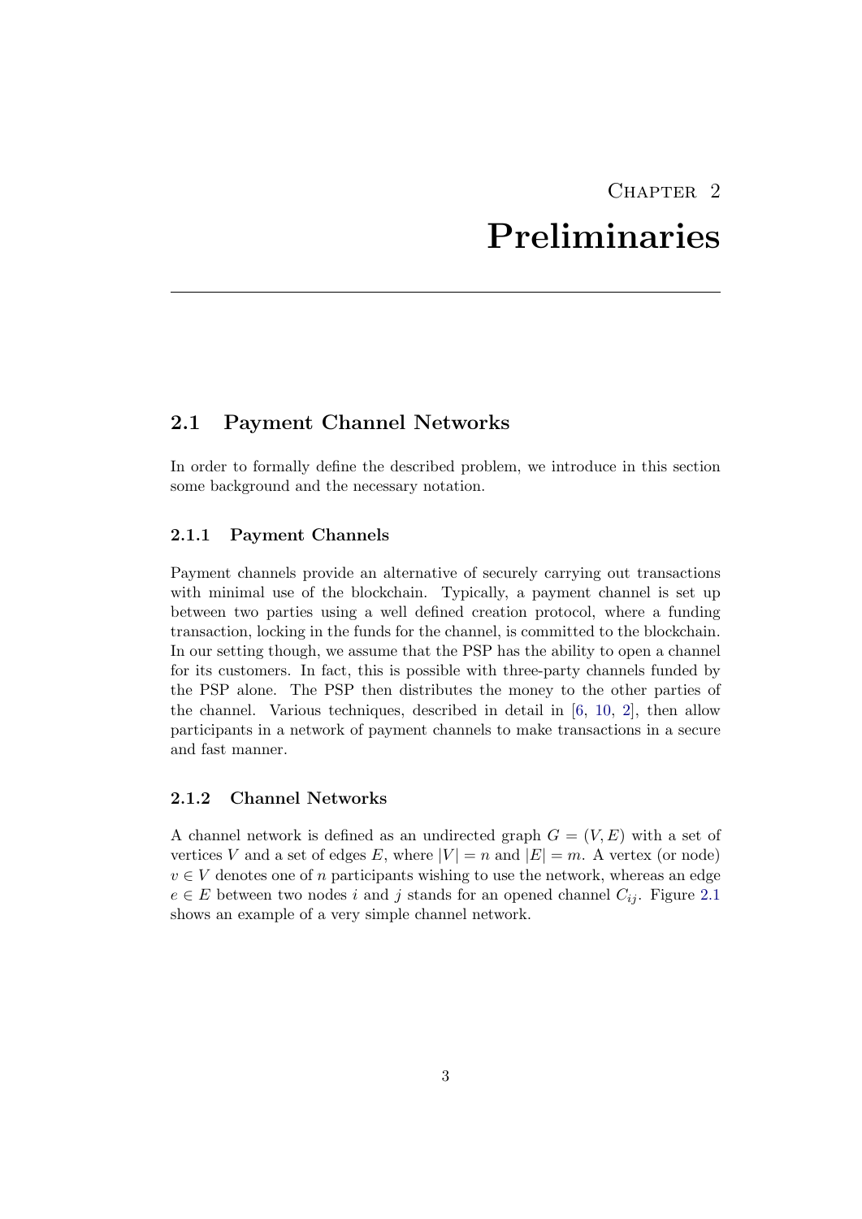# Chapter 2

# Preliminaries

## 2.1 Payment Channel Networks

In order to formally define the described problem, we introduce in this section some background and the necessary notation.

### 2.1.1 Payment Channels

Payment channels provide an alternative of securely carrying out transactions with minimal use of the blockchain. Typically, a payment channel is set up between two parties using a well defined creation protocol, where a funding transaction, locking in the funds for the channel, is committed to the blockchain. In our setting though, we assume that the PSP has the ability to open a channel for its customers. In fact, this is possible with three-party channels funded by the PSP alone. The PSP then distributes the money to the other parties of the channel. Various techniques, described in detail in [6, 10, 2], then allow participants in a network of payment channels to make transactions in a secure and fast manner.

### 2.1.2 Channel Networks

A channel network is defined as an undirected graph $G = (V, E)$ with a set of vertices $V$ and a set of edges $E$, where $|V| = n$ and $|E| = m$. A vertex (or node) $v \in V$ denotes one of $n$ participants wishing to use the network, whereas an edge $e \in E$ between two nodes $i$ and $j$ stands for an opened channel $C_{ij}$. Figure 2.1 shows an example of a very simple channel network.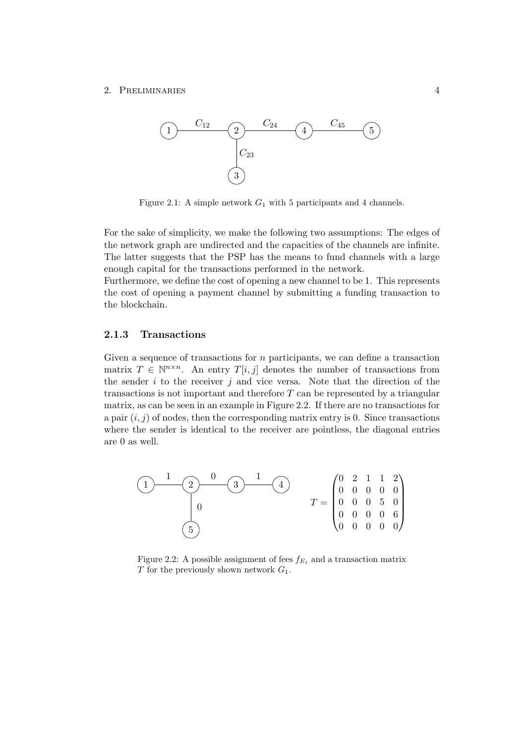Figure 2.1: A simple network $G_1$ with 5 participants and 4 channels.

For the sake of simplicity, we make the following two assumptions: The edges of the network graph are undirected and the capacities of the channels are infinite. The latter suggests that the PSP has the means to fund channels with a large enough capital for the transactions performed in the network.
Furthermore, we define the cost of opening a new channel to be 1. This represents the cost of opening a payment channel by submitting a funding transaction to the blockchain.

### 2.1.3 Transactions

Given a sequence of transactions for $n$ participants, we can define a transaction matrix $T \in \mathbb{N}^{n \times n}$. An entry $T[i, j]$ denotes the number of transactions from the sender $i$ to the receiver $j$ and vice versa. Note that the direction of the transactions is not important and therefore $T$ can be represented by a triangular matrix, as can be seen in an example in Figure 2.2. If there are no transactions for a pair $(i, j)$ of nodes, then the corresponding matrix entry is 0. Since transactions where the sender is identical to the receiver are pointless, the diagonal entries are 0 as well.

$$T = \begin{pmatrix} 0 & 2 & 1 & 1 & 2 \\ 0 & 0 & 0 & 0 & 0 \\ 0 & 0 & 0 & 5 & 0 \\ 0 & 0 & 0 & 0 & 6 \\ 0 & 0 & 0 & 0 & 0 \end{pmatrix}$$

Figure 2.2: A possible assignment of fees $f_{E_1}$ and a transaction matrix $T$ for the previously shown network $G_1$.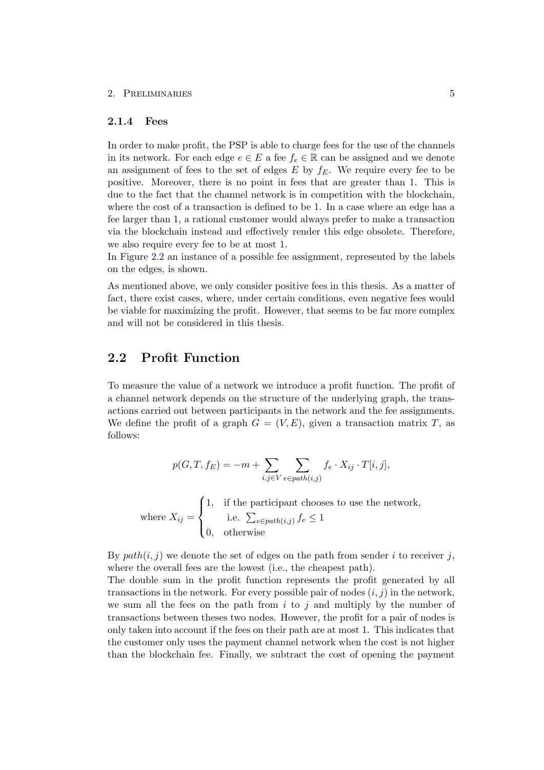### 2.1.4 Fees

In order to make profit, the PSP is able to charge fees for the use of the channels in its network. For each edge $e \in E$ a fee $f_e \in \mathbb{R}$ can be assigned and we denote an assignment of fees to the set of edges $E$ by $f_E$. We require every fee to be positive. Moreover, there is no point in fees that are greater than 1. This is due to the fact that the channel network is in competition with the blockchain, where the cost of a transaction is defined to be 1. In a case where an edge has a fee larger than 1, a rational customer would always prefer to make a transaction via the blockchain instead and effectively render this edge obsolete. Therefore, we also require every fee to be at most 1.
In Figure 2.2 an instance of a possible fee assignment, represented by the labels on the edges, is shown.

As mentioned above, we only consider positive fees in this thesis. As a matter of fact, there exist cases, where, under certain conditions, even negative fees would be viable for maximizing the profit. However, that seems to be far more complex and will not be considered in this thesis.

## 2.2 Profit Function

To measure the value of a network we introduce a profit function. The profit of a channel network depends on the structure of the underlying graph, the transactions carried out between participants in the network and the fee assignments. We define the profit of a graph $G = (V, E)$, given a transaction matrix $T$, as follows:

$$p(G, T, f_E) = -m + \sum_{i,j \in V} \sum_{e \in path(i,j)} f_e \cdot X_{ij} \cdot T[i,j],$$

$$\text{where } X_{ij} = \begin{cases} 1, & \text{if the participant chooses to use the network,} \\ & \quad \text{i.e. } \sum_{e \in path(i,j)} f_e \leq 1 \\ 0, & \text{otherwise} \end{cases}$$

By $path(i, j)$ we denote the set of edges on the path from sender $i$ to receiver $j$, where the overall fees are the lowest (i.e., the cheapest path).
The double sum in the profit function represents the profit generated by all transactions in the network. For every possible pair of nodes $(i, j)$ in the network, we sum all the fees on the path from $i$ to $j$ and multiply by the number of transactions between theses two nodes. However, the profit for a pair of nodes is only taken into account if the fees on their path are at most 1. This indicates that the customer only uses the payment channel network when the cost is not higher than the blockchain fee. Finally, we subtract the cost of opening the payment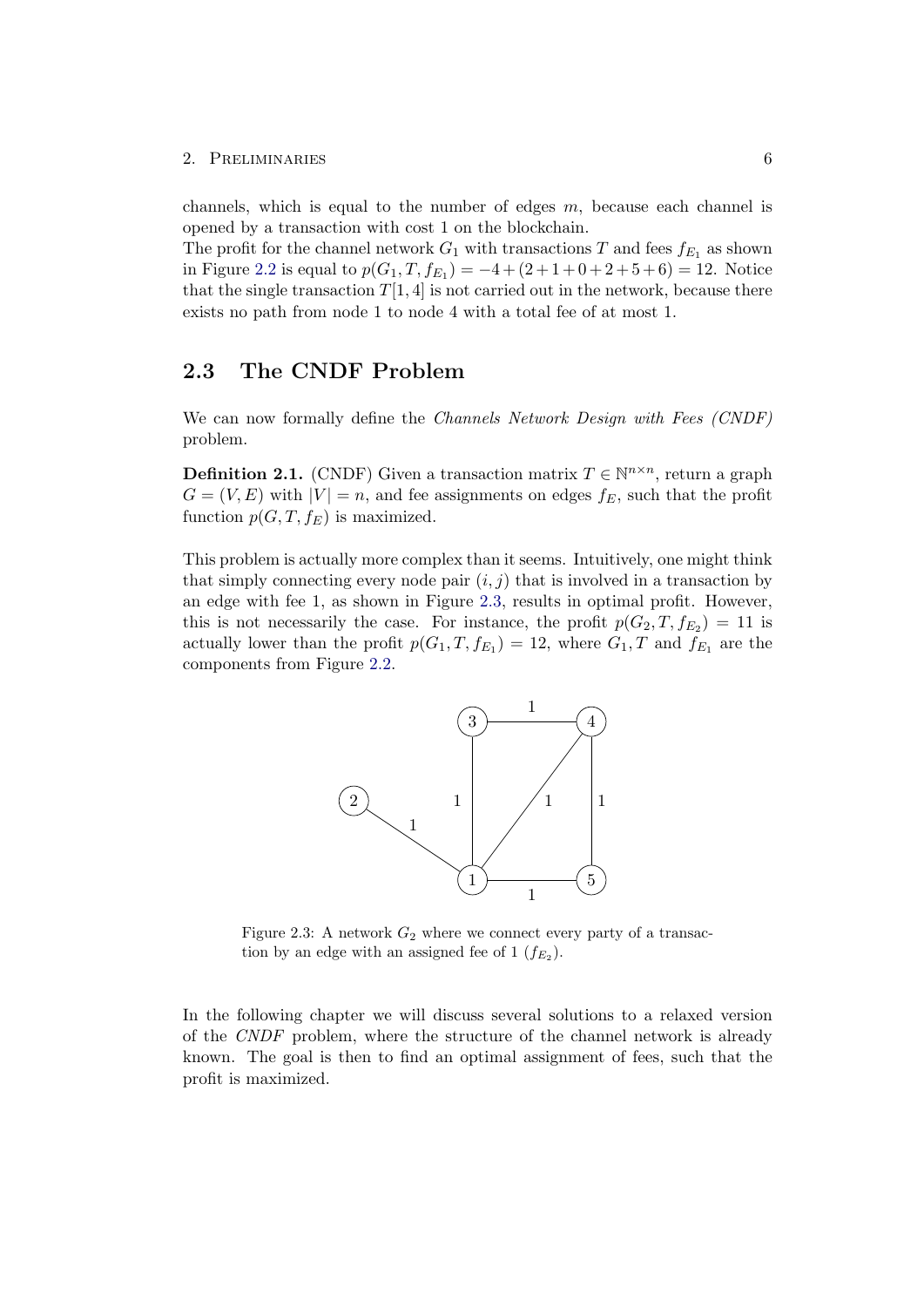channels, which is equal to the number of edges $m$, because each channel is opened by a transaction with cost 1 on the blockchain.
The profit for the channel network $G_1$ with transactions $T$ and fees $f_{E_1}$ as shown in Figure 2.2 is equal to $p(G_1, T, f_{E_1}) = -4 + (2+1+0+2+5+6) = 12$. Notice that the single transaction $T[1,4]$ is not carried out in the network, because there exists no path from node 1 to node 4 with a total fee of at most 1.

## 2.3 The CNDF Problem

We can now formally define the *Channels Network Design with Fees (CNDF)* problem.

**Definition 2.1.** (CNDF) Given a transaction matrix $T \in \mathbb{N}^{n \times n}$, return a graph $G = (V, E)$ with $|V| = n$, and fee assignments on edges $f_E$, such that the profit function $p(G, T, f_E)$ is maximized.

This problem is actually more complex than it seems. Intuitively, one might think that simply connecting every node pair $(i, j)$ that is involved in a transaction by an edge with fee 1, as shown in Figure 2.3, results in optimal profit. However, this is not necessarily the case. For instance, the profit $p(G_2, T, f_{E_2}) = 11$ is actually lower than the profit $p(G_1, T, f_{E_1}) = 12$, where $G_1, T$ and $f_{E_1}$ are the components from Figure 2.2.

Figure 2.3: A network $G_2$ where we connect every party of a transaction by an edge with an assigned fee of 1 ($f_{E_2}$).

In the following chapter we will discuss several solutions to a relaxed version of the *CNDF* problem, where the structure of the channel network is already known. The goal is then to find an optimal assignment of fees, such that the profit is maximized.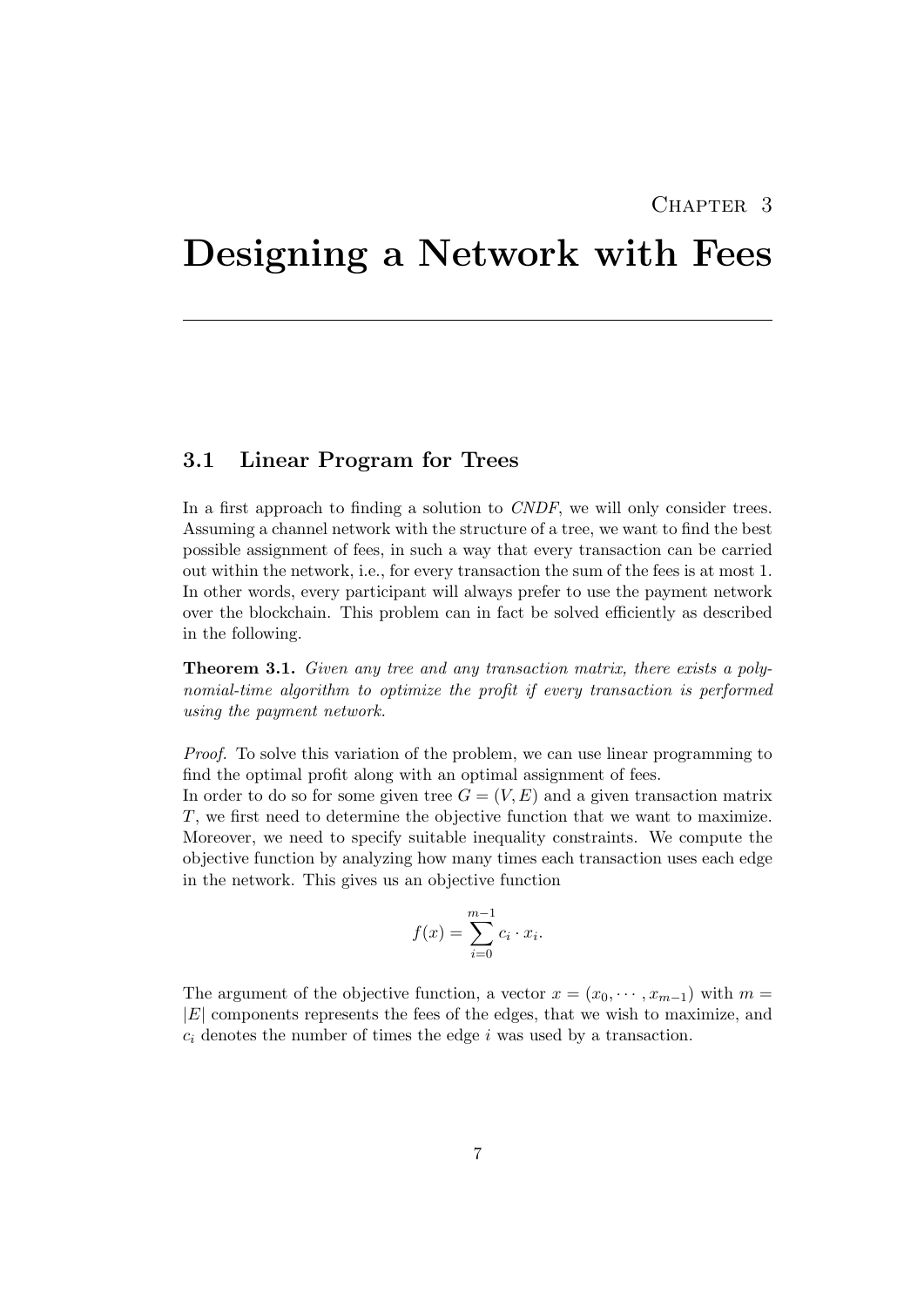Chapter 3

# Designing a Network with Fees

## 3.1 Linear Program for Trees

In a first approach to finding a solution to *CNDF*, we will only consider trees. Assuming a channel network with the structure of a tree, we want to find the best possible assignment of fees, in such a way that every transaction can be carried out within the network, i.e., for every transaction the sum of the fees is at most 1. In other words, every participant will always prefer to use the payment network over the blockchain. This problem can in fact be solved efficiently as described in the following.

**Theorem 3.1.** *Given any tree and any transaction matrix, there exists a polynomial-time algorithm to optimize the profit if every transaction is performed using the payment network.*

*Proof.* To solve this variation of the problem, we can use linear programming to find the optimal profit along with an optimal assignment of fees.
In order to do so for some given tree $G = (V, E)$ and a given transaction matrix $T$, we first need to determine the objective function that we want to maximize. Moreover, we need to specify suitable inequality constraints. We compute the objective function by analyzing how many times each transaction uses each edge in the network. This gives us an objective function

$$f(x) = \sum_{i=0}^{m-1} c_i \cdot x_i.$$

The argument of the objective function, a vector $x = (x_0, \cdots, x_{m-1})$ with $m = |E|$ components represents the fees of the edges, that we wish to maximize, and $c_i$ denotes the number of times the edge $i$ was used by a transaction.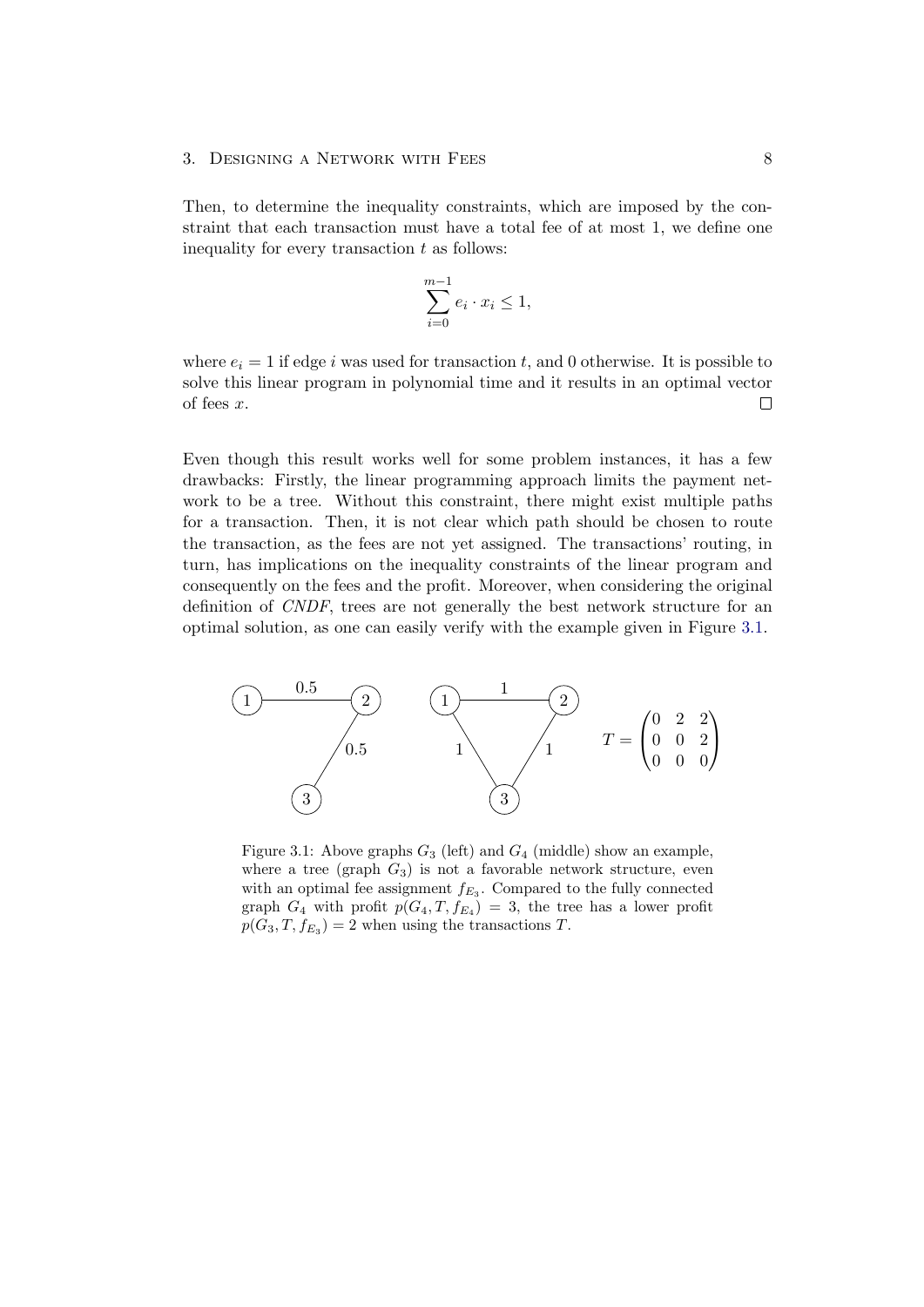Then, to determine the inequality constraints, which are imposed by the constraint that each transaction must have a total fee of at most 1, we define one inequality for every transaction $t$ as follows:

$$\sum_{i=0}^{m-1} e_i \cdot x_i \leq 1,$$

where $e_i = 1$ if edge $i$ was used for transaction $t$, and 0 otherwise. It is possible to solve this linear program in polynomial time and it results in an optimal vector of fees $x$. □

Even though this result works well for some problem instances, it has a few drawbacks: Firstly, the linear programming approach limits the payment network to be a tree. Without this constraint, there might exist multiple paths for a transaction. Then, it is not clear which path should be chosen to route the transaction, as the fees are not yet assigned. The transactions' routing, in turn, has implications on the inequality constraints of the linear program and consequently on the fees and the profit. Moreover, when considering the original definition of *CNDF*, trees are not generally the best network structure for an optimal solution, as one can easily verify with the example given in Figure 3.1.

$$T = \begin{pmatrix} 0 & 2 & 2 \\ 0 & 0 & 2 \\ 0 & 0 & 0 \end{pmatrix}$$

Figure 3.1: Above graphs $G_3$ (left) and $G_4$ (middle) show an example, where a tree (graph $G_3$) is not a favorable network structure, even with an optimal fee assignment $f_{E_3}$. Compared to the fully connected graph $G_4$ with profit $p(G_4, T, f_{E_4}) = 3$, the tree has a lower profit $p(G_3, T, f_{E_3}) = 2$ when using the transactions $T$.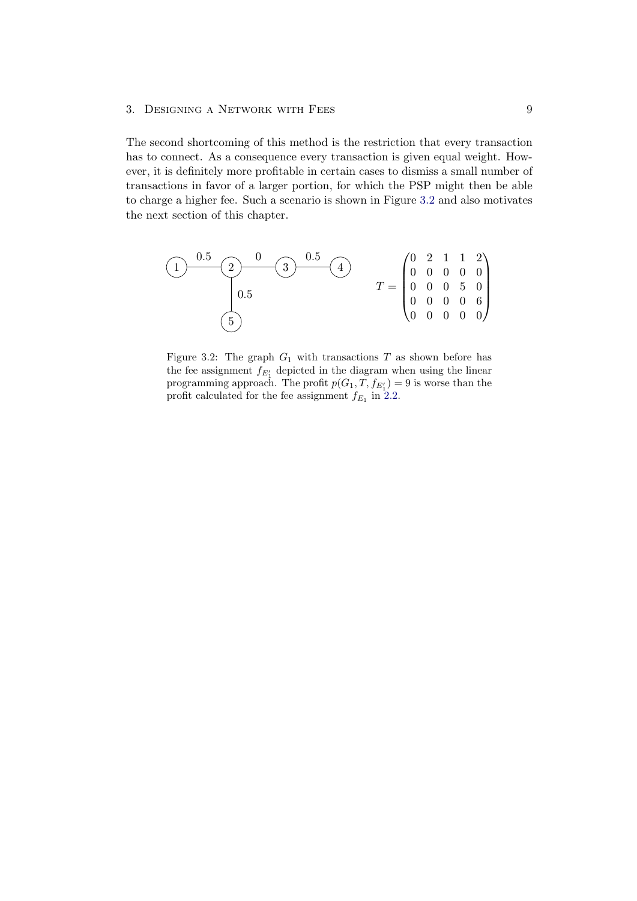The second shortcoming of this method is the restriction that every transaction has to connect. As a consequence every transaction is given equal weight. However, it is definitely more profitable in certain cases to dismiss a small number of transactions in favor of a larger portion, for which the PSP might then be able to charge a higher fee. Such a scenario is shown in Figure 3.2 and also motivates the next section of this chapter.

$$T = \begin{pmatrix} 0 & 2 & 1 & 1 & 2 \\ 0 & 0 & 0 & 0 & 0 \\ 0 & 0 & 0 & 5 & 0 \\ 0 & 0 & 0 & 0 & 6 \\ 0 & 0 & 0 & 0 & 0 \end{pmatrix}$$

Figure 3.2: The graph $G_1$ with transactions $T$ as shown before has the fee assignment $f_{E_1'}$ depicted in the diagram when using the linear programming approach. The profit $p(G_1, T, f_{E_1'}) = 9$ is worse than the profit calculated for the fee assignment $f_{E_1}$ in 2.2.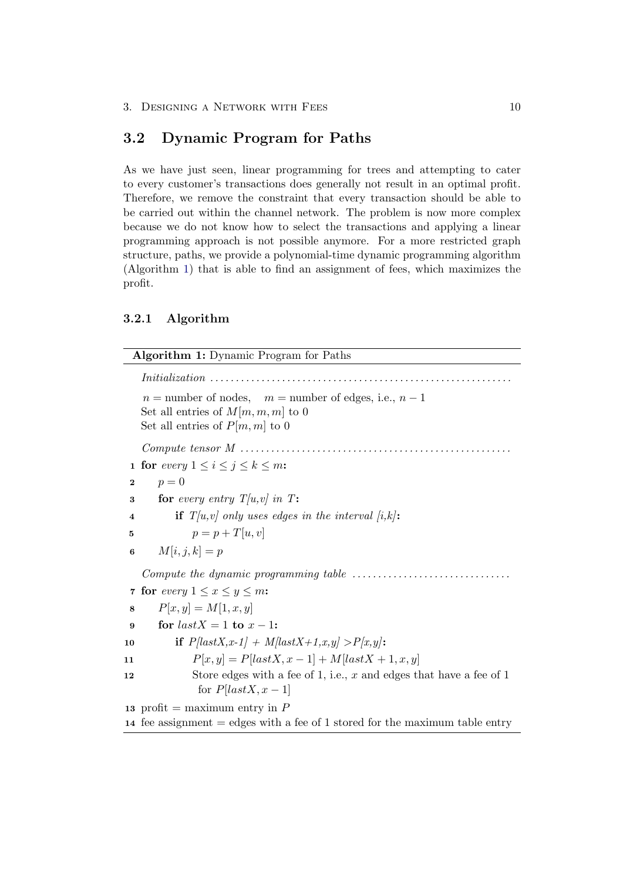## 3.2 Dynamic Program for Paths

As we have just seen, linear programming for trees and attempting to cater to every customer's transactions does generally not result in an optimal profit. Therefore, we remove the constraint that every transaction should be able to be carried out within the channel network. The problem is now more complex because we do not know how to select the transactions and applying a linear programming approach is not possible anymore. For a more restricted graph structure, paths, we provide a polynomial-time dynamic programming algorithm (Algorithm 1) that is able to find an assignment of fees, which maximizes the profit.

### 3.2.1 Algorithm

**Algorithm 1:** Dynamic Program for Paths

*Initialization* ..........................................................

$n$ = number of nodes, $m$ = number of edges, i.e., $n-1$
Set all entries of $M[m,m,m]$ to 0
Set all entries of $P[m,m]$ to 0

*Compute tensor M* ....................................................

1 **for** *every* $1 \le i \le j \le k \le m$**:**
2     $p = 0$
3     **for** *every entry T[u,v] in T***:**
4         **if** *T[u,v] only uses edges in the interval [i,k]***:**
5             $p = p + T[u,v]$
6     $M[i,j,k] = p$

*Compute the dynamic programming table* ...............................

7 **for** *every* $1 \le x \le y \le m$**:**
8     $P[x,y] = M[1,x,y]$
9     **for** $lastX = 1$ **to** $x-1$**:**
10        **if** *P[lastX,x-1] + M[lastX+1,x,y] >P[x,y]***:**
11            $P[x,y] = P[lastX, x-1] + M[lastX+1, x, y]$
12            Store edges with a fee of 1, i.e., $x$ and edges that have a fee of 1 for $P[lastX, x-1]$

13 profit = maximum entry in $P$
14 fee assignment = edges with a fee of 1 stored for the maximum table entry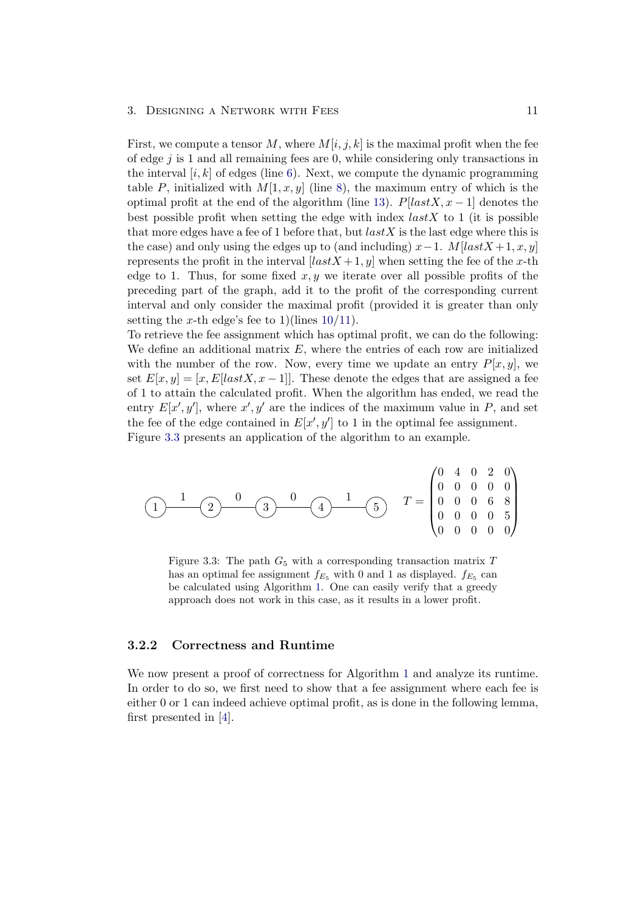First, we compute a tensor $M$, where $M[i,j,k]$ is the maximal profit when the fee of edge $j$ is 1 and all remaining fees are 0, while considering only transactions in the interval $[i,k]$ of edges (line 6). Next, we compute the dynamic programming table $P$, initialized with $M[1,x,y]$ (line 8), the maximum entry of which is the optimal profit at the end of the algorithm (line 13). $P[lastX, x-1]$ denotes the best possible profit when setting the edge with index $lastX$ to 1 (it is possible that more edges have a fee of 1 before that, but $lastX$ is the last edge where this is the case) and only using the edges up to (and including) $x-1$. $M[lastX+1, x, y]$ represents the profit in the interval $[lastX+1, y]$ when setting the fee of the $x$-th edge to 1. Thus, for some fixed $x, y$ we iterate over all possible profits of the preceding part of the graph, add it to the profit of the corresponding current interval and only consider the maximal profit (provided it is greater than only setting the $x$-th edge's fee to 1)(lines 10/11).

To retrieve the fee assignment which has optimal profit, we can do the following: We define an additional matrix $E$, where the entries of each row are initialized with the number of the row. Now, every time we update an entry $P[x,y]$, we set $E[x,y] = [x, E[lastX, x-1]]$. These denote the edges that are assigned a fee of 1 to attain the calculated profit. When the algorithm has ended, we read the entry $E[x', y']$, where $x', y'$ are the indices of the maximum value in $P$, and set the fee of the edge contained in $E[x', y']$ to 1 in the optimal fee assignment.

Figure 3.3 presents an application of the algorithm to an example.

$$
(1) \overset{1}{—} (2) \overset{0}{—} (3) \overset{0}{—} (4) \overset{1}{—} (5) \qquad T = \begin{pmatrix} 0 & 4 & 0 & 2 & 0 \\ 0 & 0 & 0 & 0 & 0 \\ 0 & 0 & 0 & 6 & 8 \\ 0 & 0 & 0 & 0 & 5 \\ 0 & 0 & 0 & 0 & 0 \end{pmatrix}
$$

Figure 3.3: The path $G_5$ with a corresponding transaction matrix $T$ has an optimal fee assignment $f_{E_5}$ with 0 and 1 as displayed. $f_{E_5}$ can be calculated using Algorithm 1. One can easily verify that a greedy approach does not work in this case, as it results in a lower profit.

### 3.2.2 Correctness and Runtime

We now present a proof of correctness for Algorithm 1 and analyze its runtime. In order to do so, we first need to show that a fee assignment where each fee is either 0 or 1 can indeed achieve optimal profit, as is done in the following lemma, first presented in [4].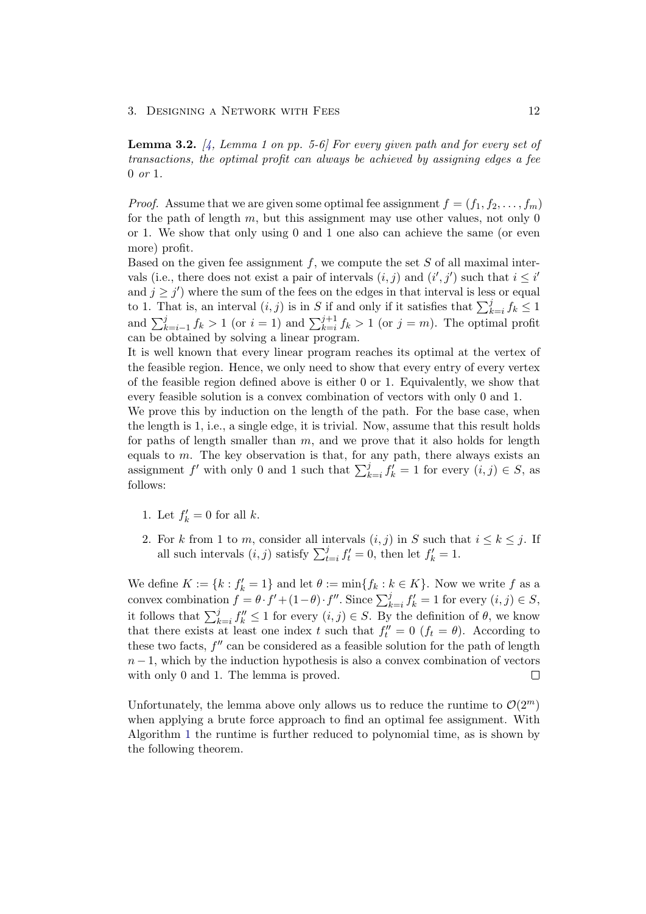**Lemma 3.2.** *[4, Lemma 1 on pp. 5-6] For every given path and for every set of transactions, the optimal profit can always be achieved by assigning edges a fee 0 or 1.*

*Proof.* Assume that we are given some optimal fee assignment $f = (f_1, f_2, \ldots, f_m)$ for the path of length $m$, but this assignment may use other values, not only 0 or 1. We show that only using 0 and 1 one also can achieve the same (or even more) profit.

Based on the given fee assignment $f$, we compute the set $S$ of all maximal intervals (i.e., there does not exist a pair of intervals $(i, j)$ and $(i', j')$ such that $i \leq i'$ and $j \geq j'$) where the sum of the fees on the edges in that interval is less or equal to 1. That is, an interval $(i, j)$ is in $S$ if and only if it satisfies that $\sum_{k=i}^{j} f_k \leq 1$ and $\sum_{k=i-1}^{j} f_k > 1$ (or $i = 1$) and $\sum_{k=i}^{j+1} f_k > 1$ (or $j = m$). The optimal profit can be obtained by solving a linear program.

It is well known that every linear program reaches its optimal at the vertex of the feasible region. Hence, we only need to show that every entry of every vertex of the feasible region defined above is either 0 or 1. Equivalently, we show that every feasible solution is a convex combination of vectors with only 0 and 1.

We prove this by induction on the length of the path. For the base case, when the length is 1, i.e., a single edge, it is trivial. Now, assume that this result holds for paths of length smaller than $m$, and we prove that it also holds for length equals to $m$. The key observation is that, for any path, there always exists an assignment $f'$ with only 0 and 1 such that $\sum_{k=i}^{j} f'_k = 1$ for every $(i, j) \in S$, as follows:

1. Let $f'_k = 0$ for all $k$.
2. For $k$ from 1 to $m$, consider all intervals $(i, j)$ in $S$ such that $i \leq k \leq j$. If all such intervals $(i, j)$ satisfy $\sum_{t=i}^{j} f'_t = 0$, then let $f'_k = 1$.

We define $K := \{k : f'_k = 1\}$ and let $\theta := \min\{f_k : k \in K\}$. Now we write $f$ as a convex combination $f = \theta \cdot f' + (1 - \theta) \cdot f''$. Since $\sum_{k=i}^{j} f'_k = 1$ for every $(i, j) \in S$, it follows that $\sum_{k=i}^{j} f''_k \leq 1$ for every $(i, j) \in S$. By the definition of $\theta$, we know that there exists at least one index $t$ such that $f''_t = 0$ ($f_t = \theta$). According to these two facts, $f''$ can be considered as a feasible solution for the path of length $n - 1$, which by the induction hypothesis is also a convex combination of vectors with only 0 and 1. The lemma is proved. $\square$

Unfortunately, the lemma above only allows us to reduce the runtime to $\mathcal{O}(2^m)$ when applying a brute force approach to find an optimal fee assignment. With Algorithm 1 the runtime is further reduced to polynomial time, as is shown by the following theorem.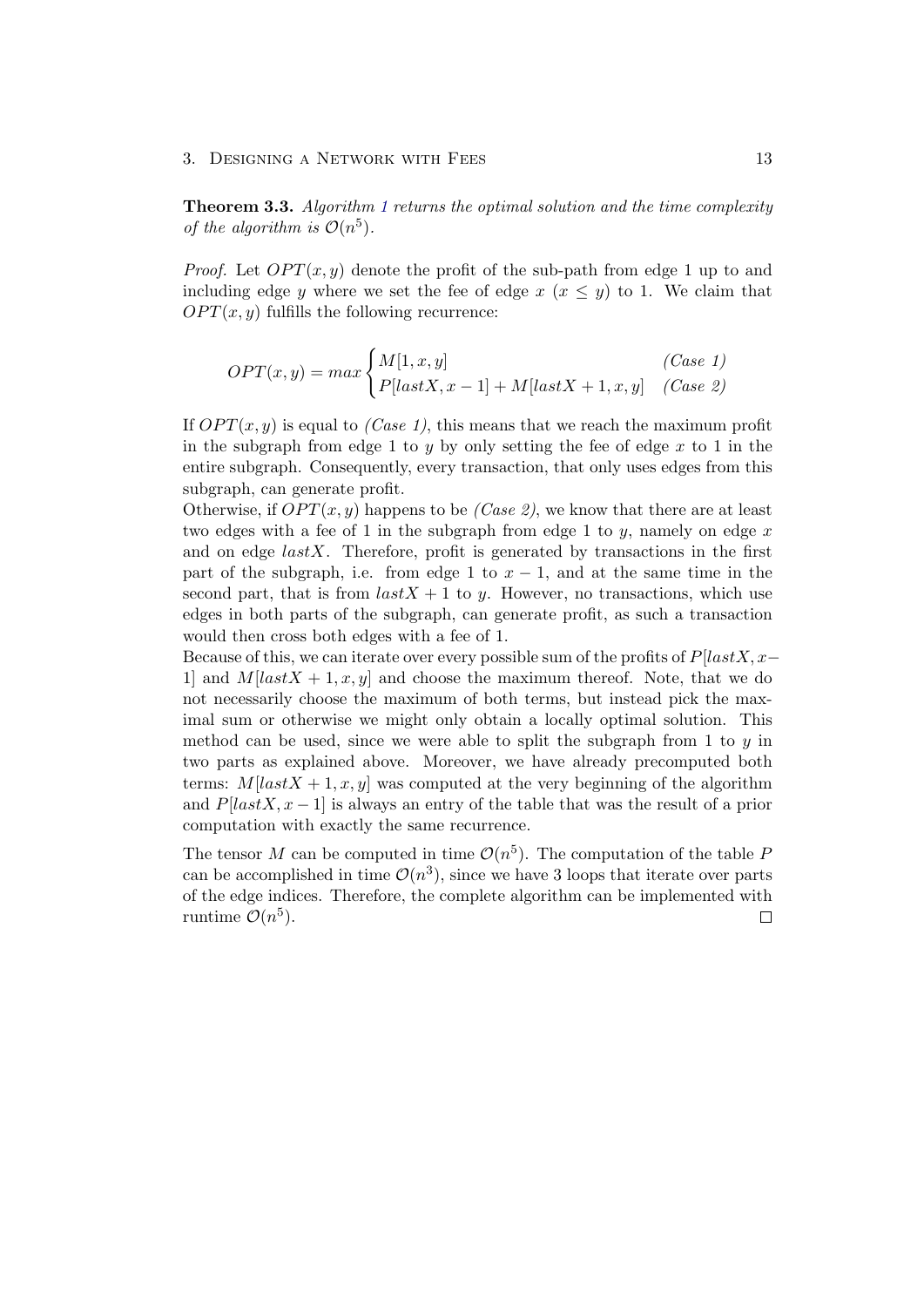**Theorem 3.3.** *Algorithm 1 returns the optimal solution and the time complexity of the algorithm is $\mathcal{O}(n^5)$.*

*Proof.* Let $OPT(x, y)$ denote the profit of the sub-path from edge 1 up to and including edge $y$ where we set the fee of edge $x$ ($x \leq y$) to 1. We claim that $OPT(x, y)$ fulfills the following recurrence:

$$OPT(x, y) = max \begin{cases} M[1, x, y] & \textit{(Case 1)} \\ P[lastX, x-1] + M[lastX + 1, x, y] & \textit{(Case 2)} \end{cases}$$

If $OPT(x, y)$ is equal to *(Case 1)*, this means that we reach the maximum profit in the subgraph from edge 1 to $y$ by only setting the fee of edge $x$ to 1 in the entire subgraph. Consequently, every transaction, that only uses edges from this subgraph, can generate profit.

Otherwise, if $OPT(x, y)$ happens to be *(Case 2)*, we know that there are at least two edges with a fee of 1 in the subgraph from edge 1 to $y$, namely on edge $x$ and on edge $lastX$. Therefore, profit is generated by transactions in the first part of the subgraph, i.e. from edge 1 to $x - 1$, and at the same time in the second part, that is from $lastX + 1$ to $y$. However, no transactions, which use edges in both parts of the subgraph, can generate profit, as such a transaction would then cross both edges with a fee of 1.

Because of this, we can iterate over every possible sum of the profits of $P[lastX, x-1]$ and $M[lastX + 1, x, y]$ and choose the maximum thereof. Note, that we do not necessarily choose the maximum of both terms, but instead pick the maximal sum or otherwise we might only obtain a locally optimal solution. This method can be used, since we were able to split the subgraph from 1 to $y$ in two parts as explained above. Moreover, we have already precomputed both terms: $M[lastX + 1, x, y]$ was computed at the very beginning of the algorithm and $P[lastX, x - 1]$ is always an entry of the table that was the result of a prior computation with exactly the same recurrence.

The tensor $M$ can be computed in time $\mathcal{O}(n^5)$. The computation of the table $P$ can be accomplished in time $\mathcal{O}(n^3)$, since we have 3 loops that iterate over parts of the edge indices. Therefore, the complete algorithm can be implemented with runtime $\mathcal{O}(n^5)$. $\square$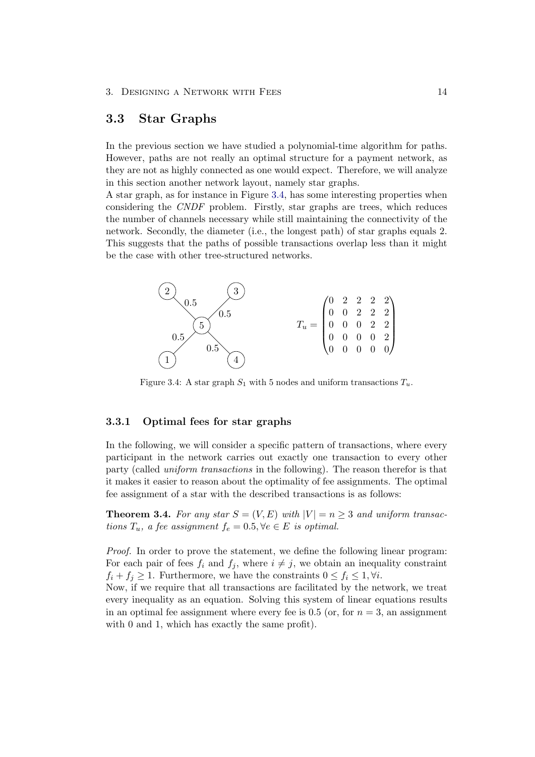## 3.3 Star Graphs

In the previous section we have studied a polynomial-time algorithm for paths. However, paths are not really an optimal structure for a payment network, as they are not as highly connected as one would expect. Therefore, we will analyze in this section another network layout, namely star graphs.

A star graph, as for instance in Figure 3.4, has some interesting properties when considering the *CNDF* problem. Firstly, star graphs are trees, which reduces the number of channels necessary while still maintaining the connectivity of the network. Secondly, the diameter (i.e., the longest path) of star graphs equals 2. This suggests that the paths of possible transactions overlap less than it might be the case with other tree-structured networks.

$$T_u = \begin{pmatrix} 0 & 2 & 2 & 2 & 2 \\ 0 & 0 & 2 & 2 & 2 \\ 0 & 0 & 0 & 2 & 2 \\ 0 & 0 & 0 & 0 & 2 \\ 0 & 0 & 0 & 0 & 0 \end{pmatrix}$$

Figure 3.4: A star graph $S_1$ with 5 nodes and uniform transactions $T_u$.

### 3.3.1 Optimal fees for star graphs

In the following, we will consider a specific pattern of transactions, where every participant in the network carries out exactly one transaction to every other party (called *uniform transactions* in the following). The reason therefor is that it makes it easier to reason about the optimality of fee assignments. The optimal fee assignment of a star with the described transactions is as follows:

**Theorem 3.4.** *For any star $S = (V, E)$ with $|V| = n \geq 3$ and uniform transactions $T_u$, a fee assignment $f_e = 0.5, \forall e \in E$ is optimal.*

*Proof.* In order to prove the statement, we define the following linear program: For each pair of fees $f_i$ and $f_j$, where $i \neq j$, we obtain an inequality constraint $f_i + f_j \geq 1$. Furthermore, we have the constraints $0 \leq f_i \leq 1, \forall i$.

Now, if we require that all transactions are facilitated by the network, we treat every inequality as an equation. Solving this system of linear equations results in an optimal fee assignment where every fee is 0.5 (or, for $n = 3$, an assignment with 0 and 1, which has exactly the same profit).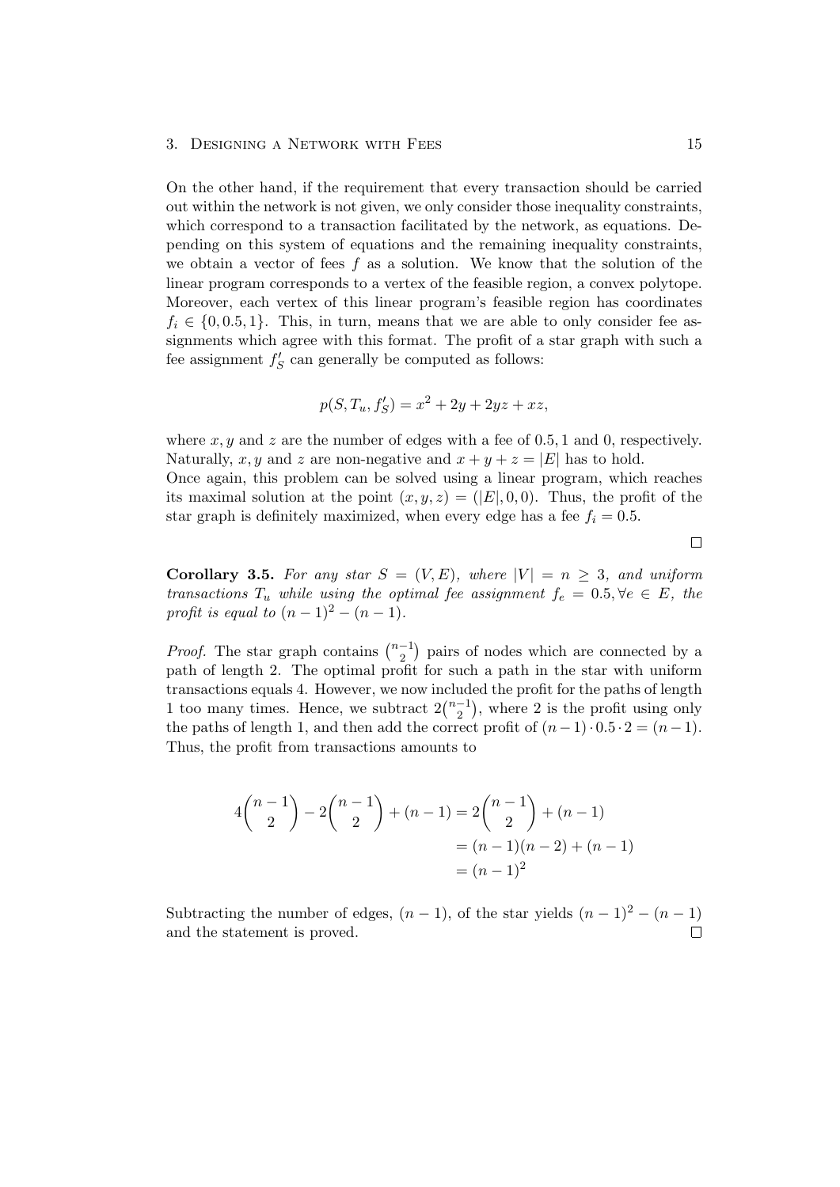On the other hand, if the requirement that every transaction should be carried out within the network is not given, we only consider those inequality constraints, which correspond to a transaction facilitated by the network, as equations. Depending on this system of equations and the remaining inequality constraints, we obtain a vector of fees $f$ as a solution. We know that the solution of the linear program corresponds to a vertex of the feasible region, a convex polytope. Moreover, each vertex of this linear program's feasible region has coordinates $f_i \in \{0, 0.5, 1\}$. This, in turn, means that we are able to only consider fee assignments which agree with this format. The profit of a star graph with such a fee assignment $f'_S$ can generally be computed as follows:

$$p(S, T_u, f'_S) = x^2 + 2y + 2yz + xz,$$

where $x, y$ and $z$ are the number of edges with a fee of 0.5, 1 and 0, respectively. Naturally, $x, y$ and $z$ are non-negative and $x + y + z = |E|$ has to hold.
Once again, this problem can be solved using a linear program, which reaches its maximal solution at the point $(x, y, z) = (|E|, 0, 0)$. Thus, the profit of the star graph is definitely maximized, when every edge has a fee $f_i = 0.5$.

$\square$

**Corollary 3.5.** *For any star $S = (V, E)$, where $|V| = n \geq 3$, and uniform transactions $T_u$ while using the optimal fee assignment $f_e = 0.5, \forall e \in E$, the profit is equal to $(n-1)^2 - (n-1)$.*

*Proof.* The star graph contains $\binom{n-1}{2}$ pairs of nodes which are connected by a path of length 2. The optimal profit for such a path in the star with uniform transactions equals 4. However, we now included the profit for the paths of length 1 too many times. Hence, we subtract $2\binom{n-1}{2}$, where 2 is the profit using only the paths of length 1, and then add the correct profit of $(n-1) \cdot 0.5 \cdot 2 = (n-1)$. Thus, the profit from transactions amounts to

$$\begin{aligned} 4\binom{n-1}{2} - 2\binom{n-1}{2} + (n-1) &= 2\binom{n-1}{2} + (n-1) \\ &= (n-1)(n-2) + (n-1) \\ &= (n-1)^2 \end{aligned}$$

Subtracting the number of edges, $(n-1)$, of the star yields $(n-1)^2 - (n-1)$ and the statement is proved. $\square$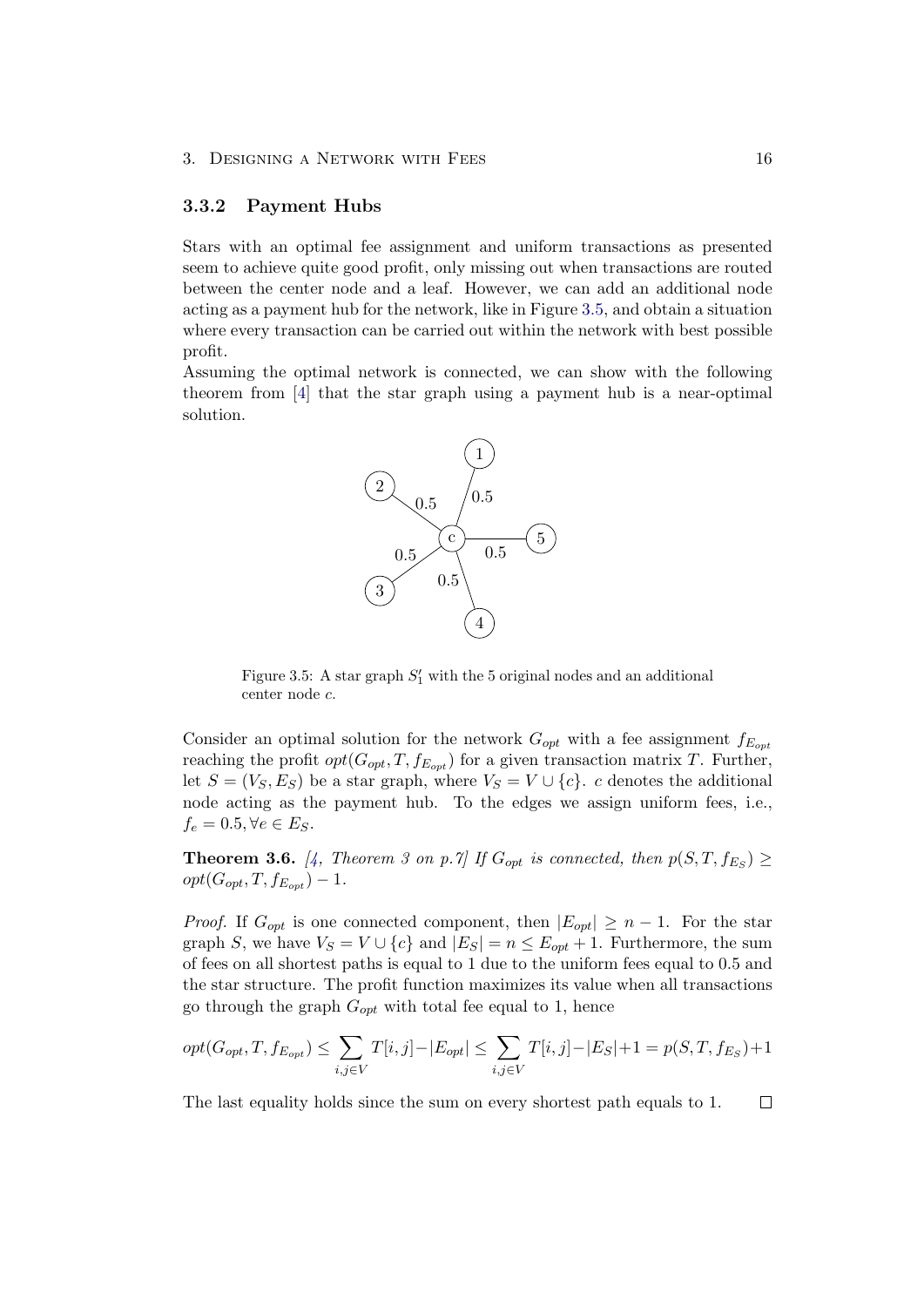### 3.3.2 Payment Hubs

Stars with an optimal fee assignment and uniform transactions as presented seem to achieve quite good profit, only missing out when transactions are routed between the center node and a leaf. However, we can add an additional node acting as a payment hub for the network, like in Figure 3.5, and obtain a situation where every transaction can be carried out within the network with best possible profit.

Assuming the optimal network is connected, we can show with the following theorem from [4] that the star graph using a payment hub is a near-optimal solution.

Figure 3.5: A star graph $S_1'$ with the 5 original nodes and an additional center node $c$.

Consider an optimal solution for the network $G_{opt}$ with a fee assignment $f_{E_{opt}}$ reaching the profit $opt(G_{opt}, T, f_{E_{opt}})$ for a given transaction matrix $T$. Further, let $S = (V_S, E_S)$ be a star graph, where $V_S = V \cup \{c\}$. $c$ denotes the additional node acting as the payment hub. To the edges we assign uniform fees, i.e., $f_e = 0.5, \forall e \in E_S$.

**Theorem 3.6.** *[4, Theorem 3 on p.7] If $G_{opt}$ is connected, then $p(S, T, f_{E_S}) \geq opt(G_{opt}, T, f_{E_{opt}}) - 1$.*

*Proof.* If $G_{opt}$ is one connected component, then $|E_{opt}| \geq n - 1$. For the star graph $S$, we have $V_S = V \cup \{c\}$ and $|E_S| = n \leq E_{opt} + 1$. Furthermore, the sum of fees on all shortest paths is equal to 1 due to the uniform fees equal to 0.5 and the star structure. The profit function maximizes its value when all transactions go through the graph $G_{opt}$ with total fee equal to 1, hence

$$opt(G_{opt}, T, f_{E_{opt}}) \leq \sum_{i,j \in V} T[i,j] - |E_{opt}| \leq \sum_{i,j \in V} T[i,j] - |E_S| + 1 = p(S, T, f_{E_S}) + 1$$

The last equality holds since the sum on every shortest path equals to 1. $\square$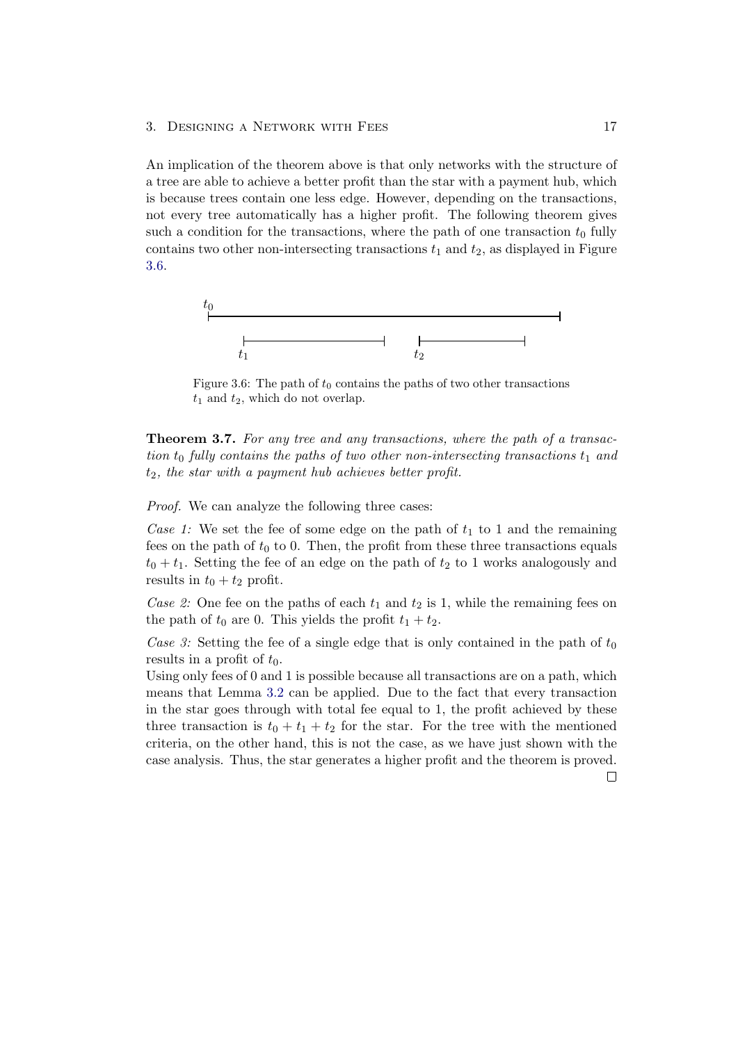An implication of the theorem above is that only networks with the structure of a tree are able to achieve a better profit than the star with a payment hub, which is because trees contain one less edge. However, depending on the transactions, not every tree automatically has a higher profit. The following theorem gives such a condition for the transactions, where the path of one transaction $t_0$ fully contains two other non-intersecting transactions $t_1$ and $t_2$, as displayed in Figure 3.6.

Figure 3.6: The path of $t_0$ contains the paths of two other transactions $t_1$ and $t_2$, which do not overlap.

**Theorem 3.7.** *For any tree and any transactions, where the path of a transaction $t_0$ fully contains the paths of two other non-intersecting transactions $t_1$ and $t_2$, the star with a payment hub achieves better profit.*

*Proof.* We can analyze the following three cases:

*Case 1:* We set the fee of some edge on the path of $t_1$ to 1 and the remaining fees on the path of $t_0$ to 0. Then, the profit from these three transactions equals $t_0 + t_1$. Setting the fee of an edge on the path of $t_2$ to 1 works analogously and results in $t_0 + t_2$ profit.

*Case 2:* One fee on the paths of each $t_1$ and $t_2$ is 1, while the remaining fees on the path of $t_0$ are 0. This yields the profit $t_1 + t_2$.

*Case 3:* Setting the fee of a single edge that is only contained in the path of $t_0$ results in a profit of $t_0$.

Using only fees of 0 and 1 is possible because all transactions are on a path, which means that Lemma 3.2 can be applied. Due to the fact that every transaction in the star goes through with total fee equal to 1, the profit achieved by these three transaction is $t_0 + t_1 + t_2$ for the star. For the tree with the mentioned criteria, on the other hand, this is not the case, as we have just shown with the case analysis. Thus, the star generates a higher profit and the theorem is proved. □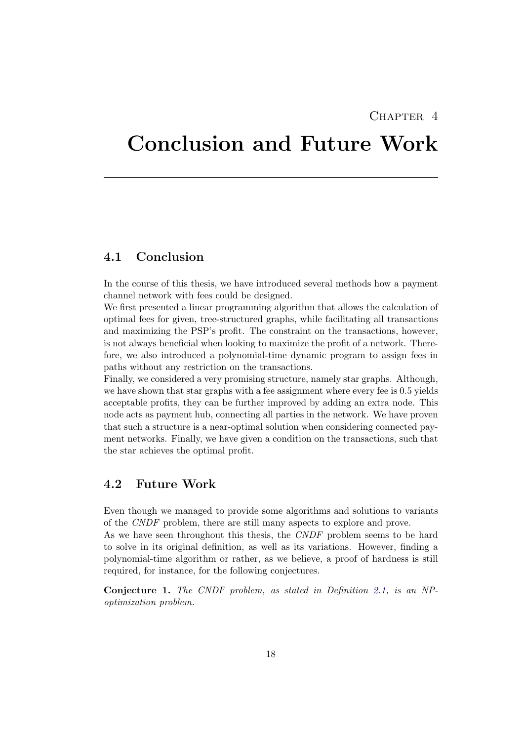# Chapter 4

# Conclusion and Future Work

## 4.1 Conclusion

In the course of this thesis, we have introduced several methods how a payment channel network with fees could be designed.
We first presented a linear programming algorithm that allows the calculation of optimal fees for given, tree-structured graphs, while facilitating all transactions and maximizing the PSP's profit. The constraint on the transactions, however, is not always beneficial when looking to maximize the profit of a network. Therefore, we also introduced a polynomial-time dynamic program to assign fees in paths without any restriction on the transactions.
Finally, we considered a very promising structure, namely star graphs. Although, we have shown that star graphs with a fee assignment where every fee is 0.5 yields acceptable profits, they can be further improved by adding an extra node. This node acts as payment hub, connecting all parties in the network. We have proven that such a structure is a near-optimal solution when considering connected payment networks. Finally, we have given a condition on the transactions, such that the star achieves the optimal profit.

## 4.2 Future Work

Even though we managed to provide some algorithms and solutions to variants of the *CNDF* problem, there are still many aspects to explore and prove.
As we have seen throughout this thesis, the *CNDF* problem seems to be hard to solve in its original definition, as well as its variations. However, finding a polynomial-time algorithm or rather, as we believe, a proof of hardness is still required, for instance, for the following conjectures.

**Conjecture 1.** *The CNDF problem, as stated in Definition 2.1, is an NP-optimization problem.*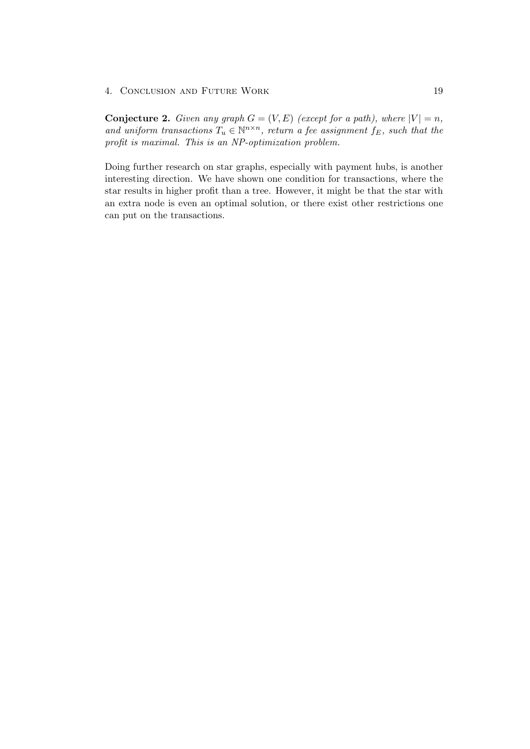**Conjecture 2.** *Given any graph $G = (V, E)$ (except for a path), where $|V| = n$, and uniform transactions $T_u \in \mathbb{N}^{n \times n}$, return a fee assignment $f_E$, such that the profit is maximal. This is an NP-optimization problem.*

Doing further research on star graphs, especially with payment hubs, is another interesting direction. We have shown one condition for transactions, where the star results in higher profit than a tree. However, it might be that the star with an extra node is even an optimal solution, or there exist other restrictions one can put on the transactions.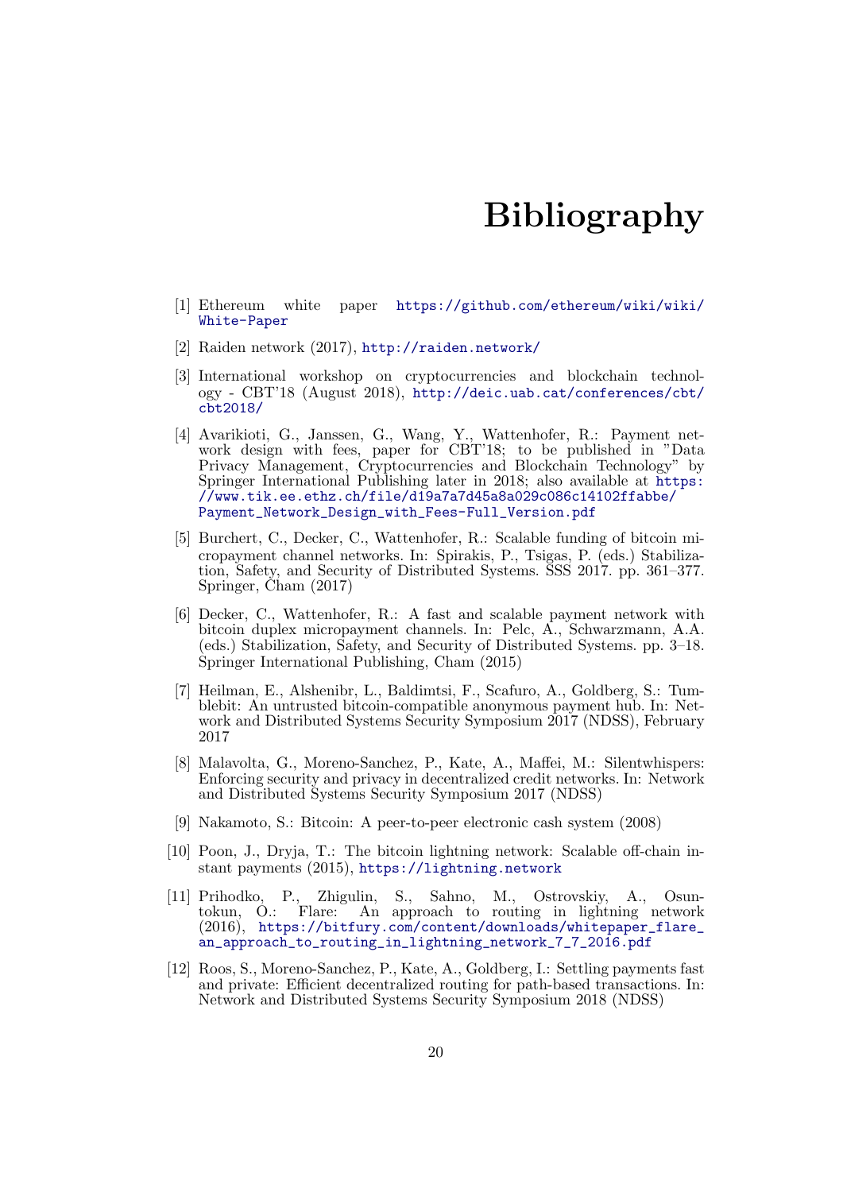# Bibliography

[1] Ethereum white paper https://github.com/ethereum/wiki/wiki/White-Paper

[2] Raiden network (2017), http://raiden.network/

[3] International workshop on cryptocurrencies and blockchain technology - CBT'18 (August 2018), http://deic.uab.cat/conferences/cbt/cbt2018/

[4] Avarikioti, G., Janssen, G., Wang, Y., Wattenhofer, R.: Payment network design with fees, paper for CBT'18; to be published in "Data Privacy Management, Cryptocurrencies and Blockchain Technology" by Springer International Publishing later in 2018; also available at https://www.tik.ee.ethz.ch/file/d19a7a7d45a8a029c086c14102ffabbe/Payment_Network_Design_with_Fees-Full_Version.pdf

[5] Burchert, C., Decker, C., Wattenhofer, R.: Scalable funding of bitcoin micropayment channel networks. In: Spirakis, P., Tsigas, P. (eds.) Stabilization, Safety, and Security of Distributed Systems. SSS 2017. pp. 361–377. Springer, Cham (2017)

[6] Decker, C., Wattenhofer, R.: A fast and scalable payment network with bitcoin duplex micropayment channels. In: Pelc, A., Schwarzmann, A.A. (eds.) Stabilization, Safety, and Security of Distributed Systems. pp. 3–18. Springer International Publishing, Cham (2015)

[7] Heilman, E., Alshenibr, L., Baldimtsi, F., Scafuro, A., Goldberg, S.: Tumblebit: An untrusted bitcoin-compatible anonymous payment hub. In: Network and Distributed Systems Security Symposium 2017 (NDSS), February 2017

[8] Malavolta, G., Moreno-Sanchez, P., Kate, A., Maffei, M.: Silentwhispers: Enforcing security and privacy in decentralized credit networks. In: Network and Distributed Systems Security Symposium 2017 (NDSS)

[9] Nakamoto, S.: Bitcoin: A peer-to-peer electronic cash system (2008)

[10] Poon, J., Dryja, T.: The bitcoin lightning network: Scalable off-chain instant payments (2015), https://lightning.network

[11] Prihodko, P., Zhigulin, S., Sahno, M., Ostrovskiy, A., Osuntokun, O.: Flare: An approach to routing in lightning network (2016), https://bitfury.com/content/downloads/whitepaper_flare_an_approach_to_routing_in_lightning_network_7_7_2016.pdf

[12] Roos, S., Moreno-Sanchez, P., Kate, A., Goldberg, I.: Settling payments fast and private: Efficient decentralized routing for path-based transactions. In: Network and Distributed Systems Security Symposium 2018 (NDSS)